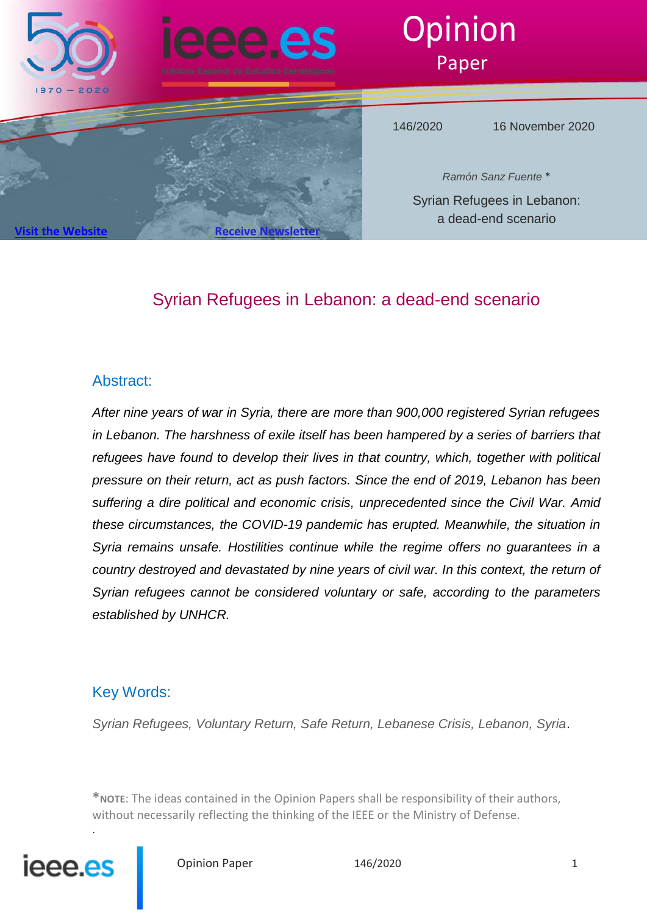# Opinion Paper

146/2020 16 November 2020

*Ramón Sanz Fuente* *

Syrian Refugees in Lebanon: a dead-end scenario

[Visit the Website](#) [Receive Newsletter](#)

## Syrian Refugees in Lebanon: a dead-end scenario

### Abstract:

*After nine years of war in Syria, there are more than 900,000 registered Syrian refugees in Lebanon. The harshness of exile itself has been hampered by a series of barriers that refugees have found to develop their lives in that country, which, together with political pressure on their return, act as push factors. Since the end of 2019, Lebanon has been suffering a dire political and economic crisis, unprecedented since the Civil War. Amid these circumstances, the COVID-19 pandemic has erupted. Meanwhile, the situation in Syria remains unsafe. Hostilities continue while the regime offers no guarantees in a country destroyed and devastated by nine years of civil war. In this context, the return of Syrian refugees cannot be considered voluntary or safe, according to the parameters established by UNHCR.*

### Key Words:

*Syrian Refugees, Voluntary Return, Safe Return, Lebanese Crisis, Lebanon, Syria*.

*__NOTE__: The ideas contained in the Opinion Papers shall be responsibility of their authors, without necessarily reflecting the thinking of the IEEE or the Ministry of Defense.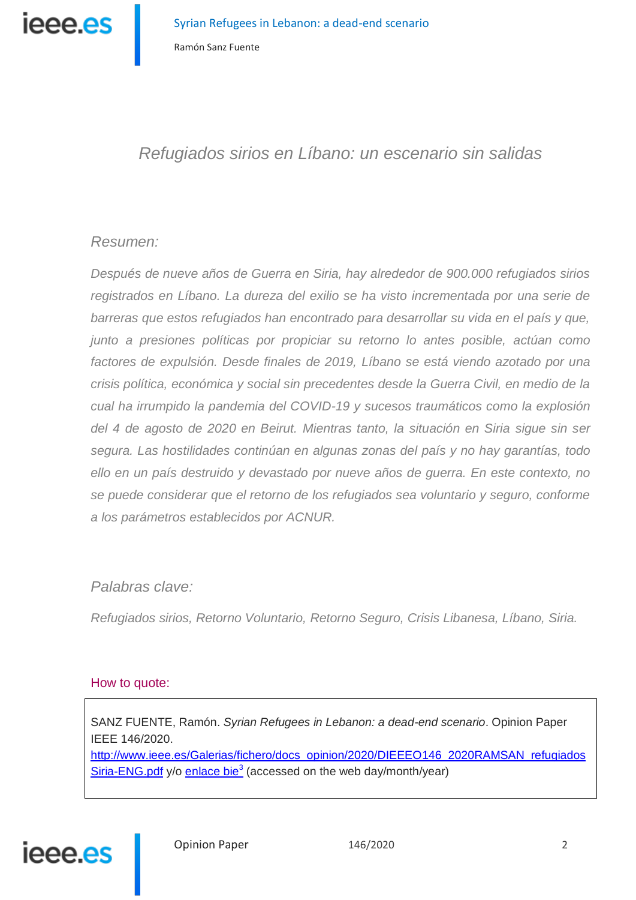# *Refugiados sirios en Líbano: un escenario sin salidas*

## *Resumen:*

*Después de nueve años de Guerra en Siria, hay alrededor de 900.000 refugiados sirios registrados en Líbano. La dureza del exilio se ha visto incrementada por una serie de barreras que estos refugiados han encontrado para desarrollar su vida en el país y que, junto a presiones políticas por propiciar su retorno lo antes posible, actúan como factores de expulsión. Desde finales de 2019, Líbano se está viendo azotado por una crisis política, económica y social sin precedentes desde la Guerra Civil, en medio de la cual ha irrumpido la pandemia del COVID-19 y sucesos traumáticos como la explosión del 4 de agosto de 2020 en Beirut. Mientras tanto, la situación en Siria sigue sin ser segura. Las hostilidades continúan en algunas zonas del país y no hay garantías, todo ello en un país destruido y devastado por nueve años de guerra. En este contexto, no se puede considerar que el retorno de los refugiados sea voluntario y seguro, conforme a los parámetros establecidos por ACNUR.*

## *Palabras clave:*

*Refugiados sirios, Retorno Voluntario, Retorno Seguro, Crisis Libanesa, Líbano, Siria.*

### How to quote:

SANZ FUENTE, Ramón. *Syrian Refugees in Lebanon: a dead-end scenario*. Opinion Paper IEEE 146/2020.
[http://www.ieee.es/Galerias/fichero/docs_opinion/2020/DIEEEO146_2020RAMSAN_refugiadosSiria-ENG.pdf](http://www.ieee.es/Galerias/fichero/docs_opinion/2020/DIEEEO146_2020RAMSAN_refugiadosSiria-ENG.pdf) y/o enlace bie[3] (accessed on the web day/month/year)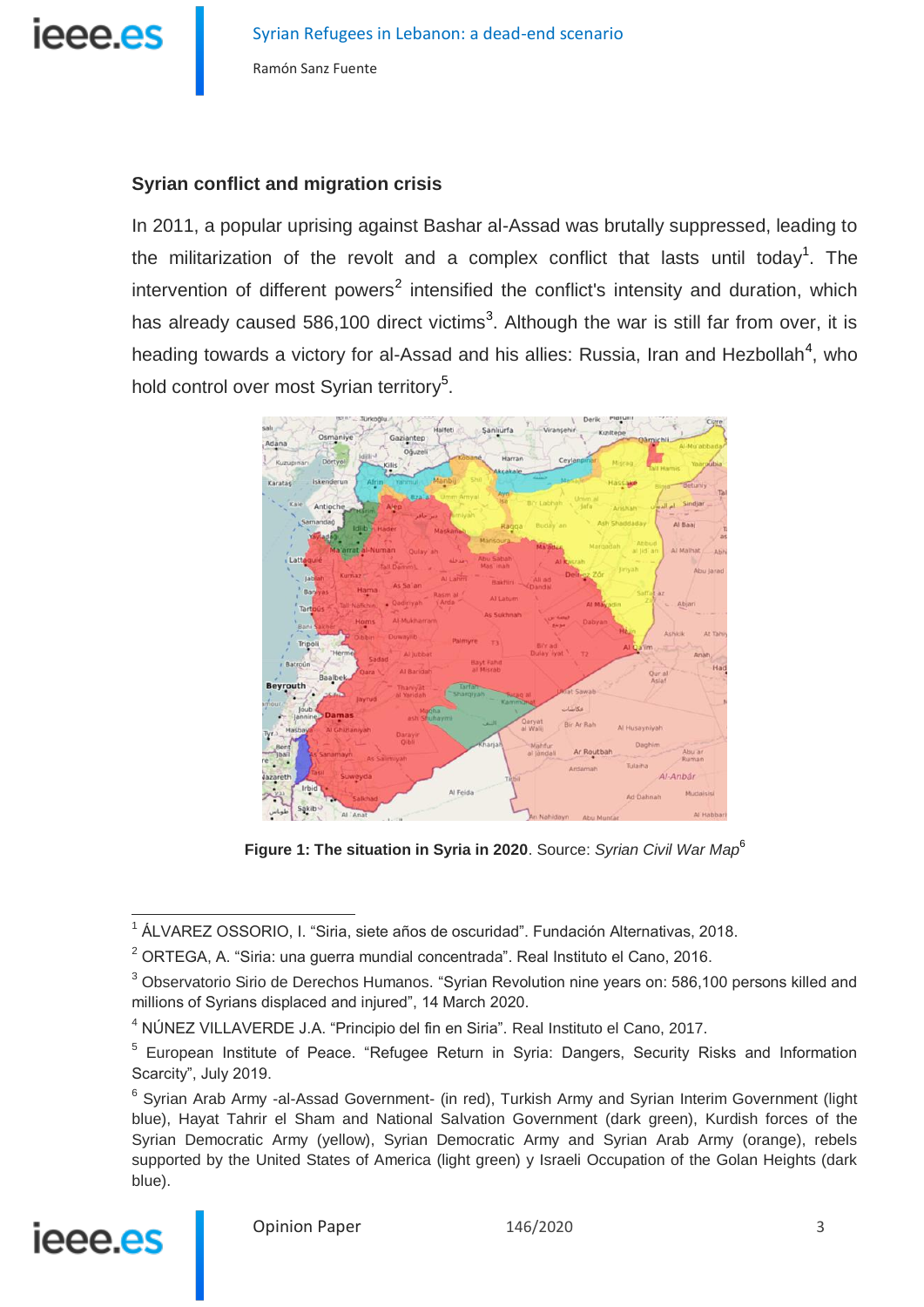## Syrian conflict and migration crisis

In 2011, a popular uprising against Bashar al-Assad was brutally suppressed, leading to the militarization of the revolt and a complex conflict that lasts until today[1]. The intervention of different powers[2] intensified the conflict's intensity and duration, which has already caused 586,100 direct victims[3]. Although the war is still far from over, it is heading towards a victory for al-Assad and his allies: Russia, Iran and Hezbollah[4], who hold control over most Syrian territory[5].

**Figure 1: The situation in Syria in 2020**. Source: *Syrian Civil War Map*[6]

---

[1] ÁLVAREZ OSSORIO, I. "Siria, siete años de oscuridad". Fundación Alternativas, 2018.

[2] ORTEGA, A. "Siria: una guerra mundial concentrada". Real Instituto el Cano, 2016.

[3] Observatorio Sirio de Derechos Humanos. "Syrian Revolution nine years on: 586,100 persons killed and millions of Syrians displaced and injured", 14 March 2020.

[4] NÚNEZ VILLAVERDE J.A. "Principio del fin en Siria". Real Instituto el Cano, 2017.

[5] European Institute of Peace. "Refugee Return in Syria: Dangers, Security Risks and Information Scarcity", July 2019.

[6] Syrian Arab Army -al-Assad Government- (in red), Turkish Army and Syrian Interim Government (light blue), Hayat Tahrir el Sham and National Salvation Government (dark green), Kurdish forces of the Syrian Democratic Army (yellow), Syrian Democratic Army and Syrian Arab Army (orange), rebels supported by the United States of America (light green) y Israeli Occupation of the Golan Heights (dark blue).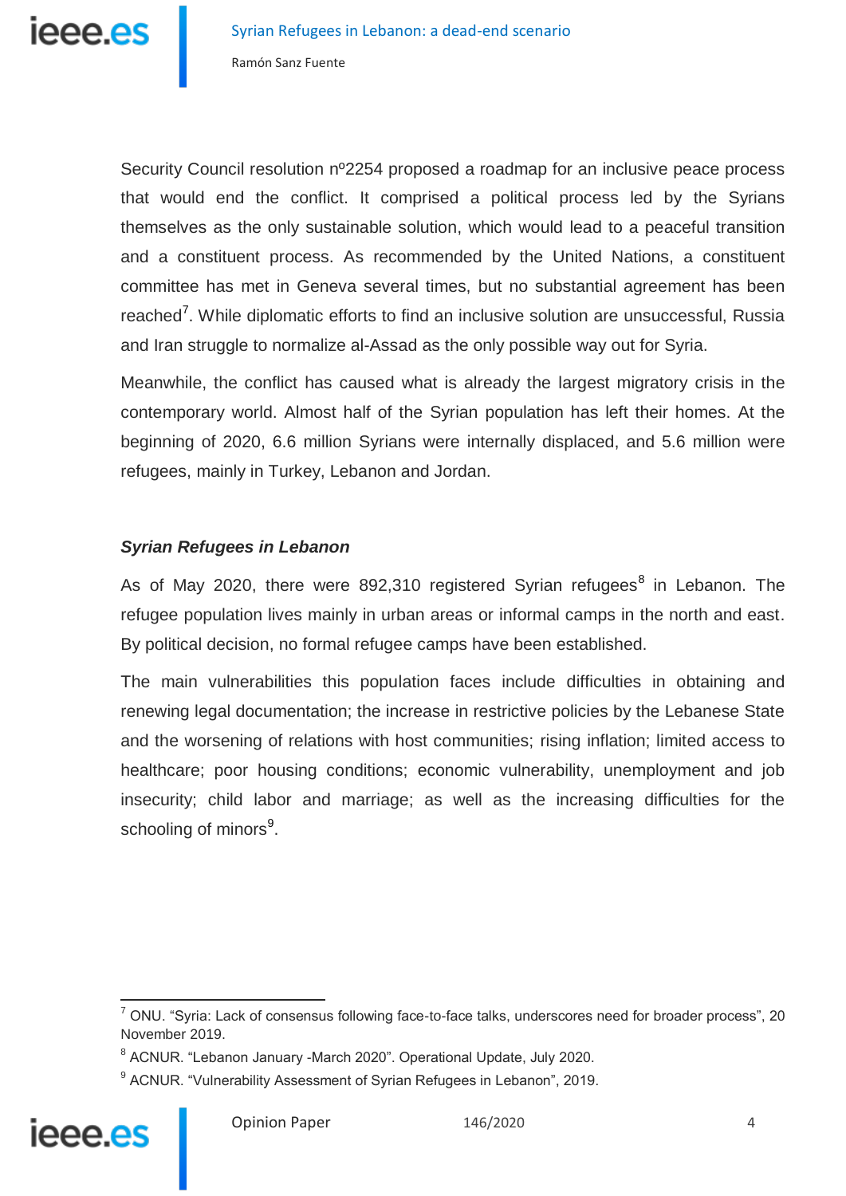Security Council resolution nº2254 proposed a roadmap for an inclusive peace process that would end the conflict. It comprised a political process led by the Syrians themselves as the only sustainable solution, which would lead to a peaceful transition and a constituent process. As recommended by the United Nations, a constituent committee has met in Geneva several times, but no substantial agreement has been reached[7]. While diplomatic efforts to find an inclusive solution are unsuccessful, Russia and Iran struggle to normalize al-Assad as the only possible way out for Syria.

Meanwhile, the conflict has caused what is already the largest migratory crisis in the contemporary world. Almost half of the Syrian population has left their homes. At the beginning of 2020, 6.6 million Syrians were internally displaced, and 5.6 million were refugees, mainly in Turkey, Lebanon and Jordan.

### *Syrian Refugees in Lebanon*

As of May 2020, there were 892,310 registered Syrian refugees[8] in Lebanon. The refugee population lives mainly in urban areas or informal camps in the north and east. By political decision, no formal refugee camps have been established.

The main vulnerabilities this population faces include difficulties in obtaining and renewing legal documentation; the increase in restrictive policies by the Lebanese State and the worsening of relations with host communities; rising inflation; limited access to healthcare; poor housing conditions; economic vulnerability, unemployment and job insecurity; child labor and marriage; as well as the increasing difficulties for the schooling of minors[9].

---

[7] ONU. "Syria: Lack of consensus following face-to-face talks, underscores need for broader process", 20 November 2019.

[8] ACNUR. "Lebanon January -March 2020". Operational Update, July 2020.

[9] ACNUR. "Vulnerability Assessment of Syrian Refugees in Lebanon", 2019.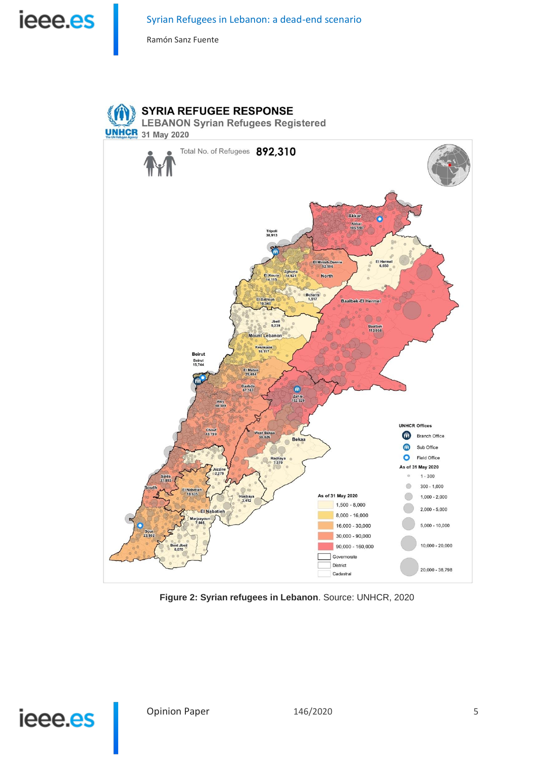**Figure 2: Syrian refugees in Lebanon**. Source: UNHCR, 2020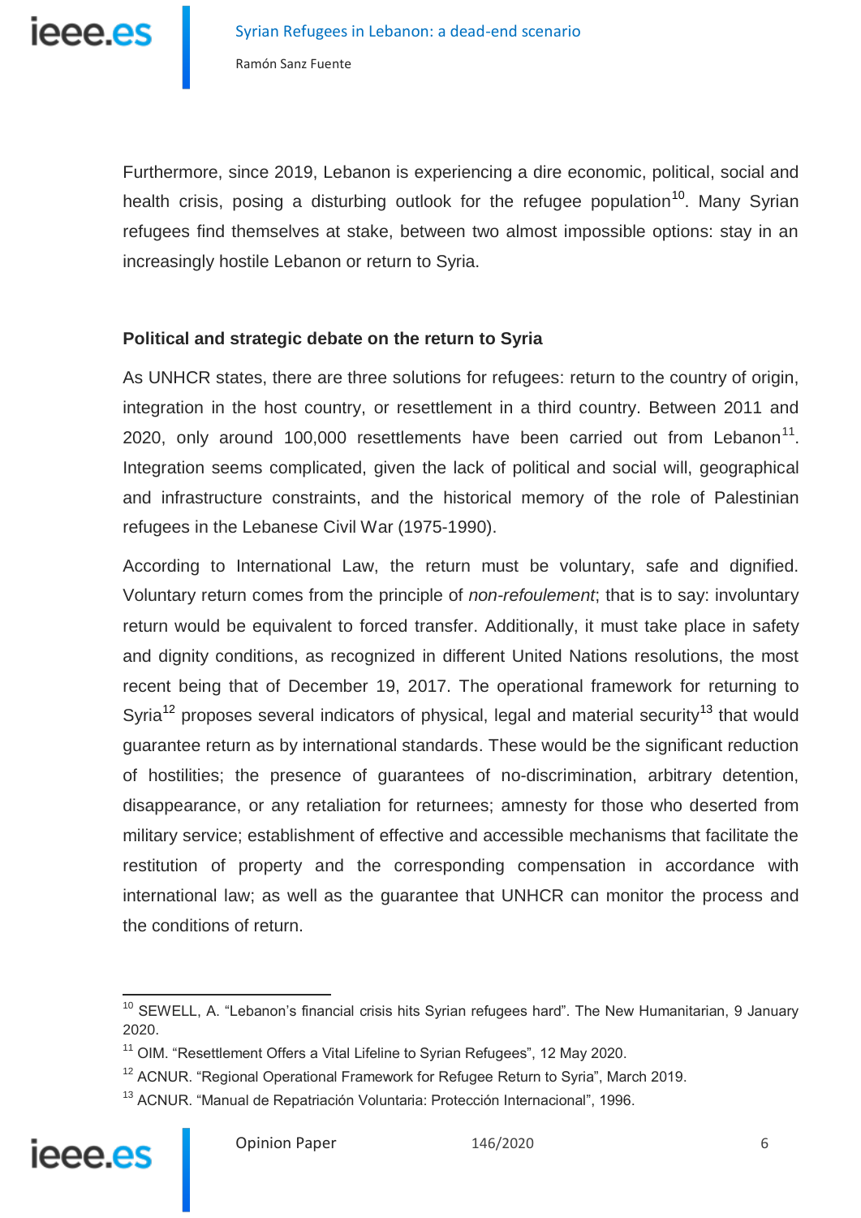Furthermore, since 2019, Lebanon is experiencing a dire economic, political, social and health crisis, posing a disturbing outlook for the refugee population[10]. Many Syrian refugees find themselves at stake, between two almost impossible options: stay in an increasingly hostile Lebanon or return to Syria.

### Political and strategic debate on the return to Syria

As UNHCR states, there are three solutions for refugees: return to the country of origin, integration in the host country, or resettlement in a third country. Between 2011 and 2020, only around 100,000 resettlements have been carried out from Lebanon[11]. Integration seems complicated, given the lack of political and social will, geographical and infrastructure constraints, and the historical memory of the role of Palestinian refugees in the Lebanese Civil War (1975-1990).

According to International Law, the return must be voluntary, safe and dignified. Voluntary return comes from the principle of *non-refoulement*; that is to say: involuntary return would be equivalent to forced transfer. Additionally, it must take place in safety and dignity conditions, as recognized in different United Nations resolutions, the most recent being that of December 19, 2017. The operational framework for returning to Syria[12] proposes several indicators of physical, legal and material security[13] that would guarantee return as by international standards. These would be the significant reduction of hostilities; the presence of guarantees of no-discrimination, arbitrary detention, disappearance, or any retaliation for returnees; amnesty for those who deserted from military service; establishment of effective and accessible mechanisms that facilitate the restitution of property and the corresponding compensation in accordance with international law; as well as the guarantee that UNHCR can monitor the process and the conditions of return.

---

[10] SEWELL, A. "Lebanon's financial crisis hits Syrian refugees hard". The New Humanitarian, 9 January 2020.

[11] OIM. "Resettlement Offers a Vital Lifeline to Syrian Refugees", 12 May 2020.

[12] ACNUR. "Regional Operational Framework for Refugee Return to Syria", March 2019.

[13] ACNUR. "Manual de Repatriación Voluntaria: Protección Internacional", 1996.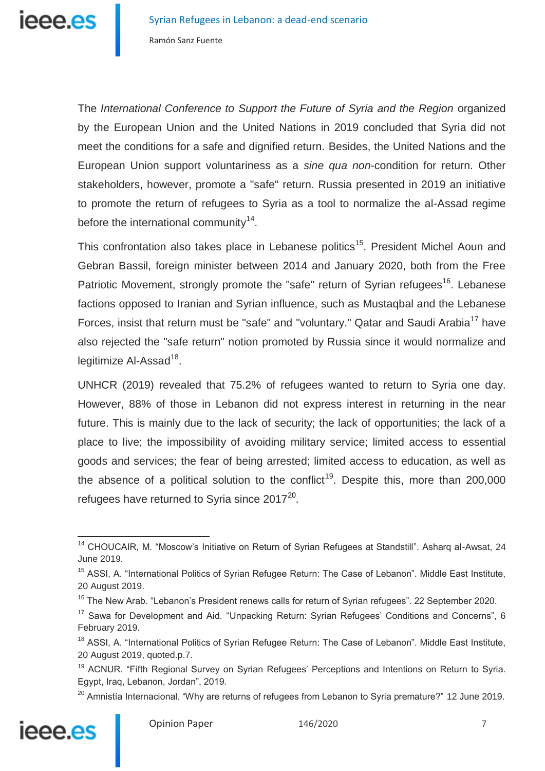The *International Conference to Support the Future of Syria and the Region* organized by the European Union and the United Nations in 2019 concluded that Syria did not meet the conditions for a safe and dignified return. Besides, the United Nations and the European Union support voluntariness as a *sine qua non*-condition for return. Other stakeholders, however, promote a "safe" return. Russia presented in 2019 an initiative to promote the return of refugees to Syria as a tool to normalize the al-Assad regime before the international community[14].

This confrontation also takes place in Lebanese politics[15]. President Michel Aoun and Gebran Bassil, foreign minister between 2014 and January 2020, both from the Free Patriotic Movement, strongly promote the "safe" return of Syrian refugees[16]. Lebanese factions opposed to Iranian and Syrian influence, such as Mustaqbal and the Lebanese Forces, insist that return must be "safe" and "voluntary." Qatar and Saudi Arabia[17] have also rejected the "safe return" notion promoted by Russia since it would normalize and legitimize Al-Assad[18].

UNHCR (2019) revealed that 75.2% of refugees wanted to return to Syria one day. However, 88% of those in Lebanon did not express interest in returning in the near future. This is mainly due to the lack of security; the lack of opportunities; the lack of a place to live; the impossibility of avoiding military service; limited access to essential goods and services; the fear of being arrested; limited access to education, as well as the absence of a political solution to the conflict[19]. Despite this, more than 200,000 refugees have returned to Syria since 2017[20].

---

[14] CHOUCAIR, M. "Moscow's Initiative on Return of Syrian Refugees at Standstill". Asharq al-Awsat, 24 June 2019.

[15] ASSI, A. "International Politics of Syrian Refugee Return: The Case of Lebanon". Middle East Institute, 20 August 2019.

[16] The New Arab. "Lebanon's President renews calls for return of Syrian refugees". 22 September 2020.

[17] Sawa for Development and Aid. "Unpacking Return: Syrian Refugees' Conditions and Concerns", 6 February 2019.

[18] ASSI, A. "International Politics of Syrian Refugee Return: The Case of Lebanon". Middle East Institute, 20 August 2019, quoted.p.7.

[19] ACNUR. "Fifth Regional Survey on Syrian Refugees' Perceptions and Intentions on Return to Syria. Egypt, Iraq, Lebanon, Jordan", 2019.

[20] Amnistía Internacional. "Why are returns of refugees from Lebanon to Syria premature?" 12 June 2019.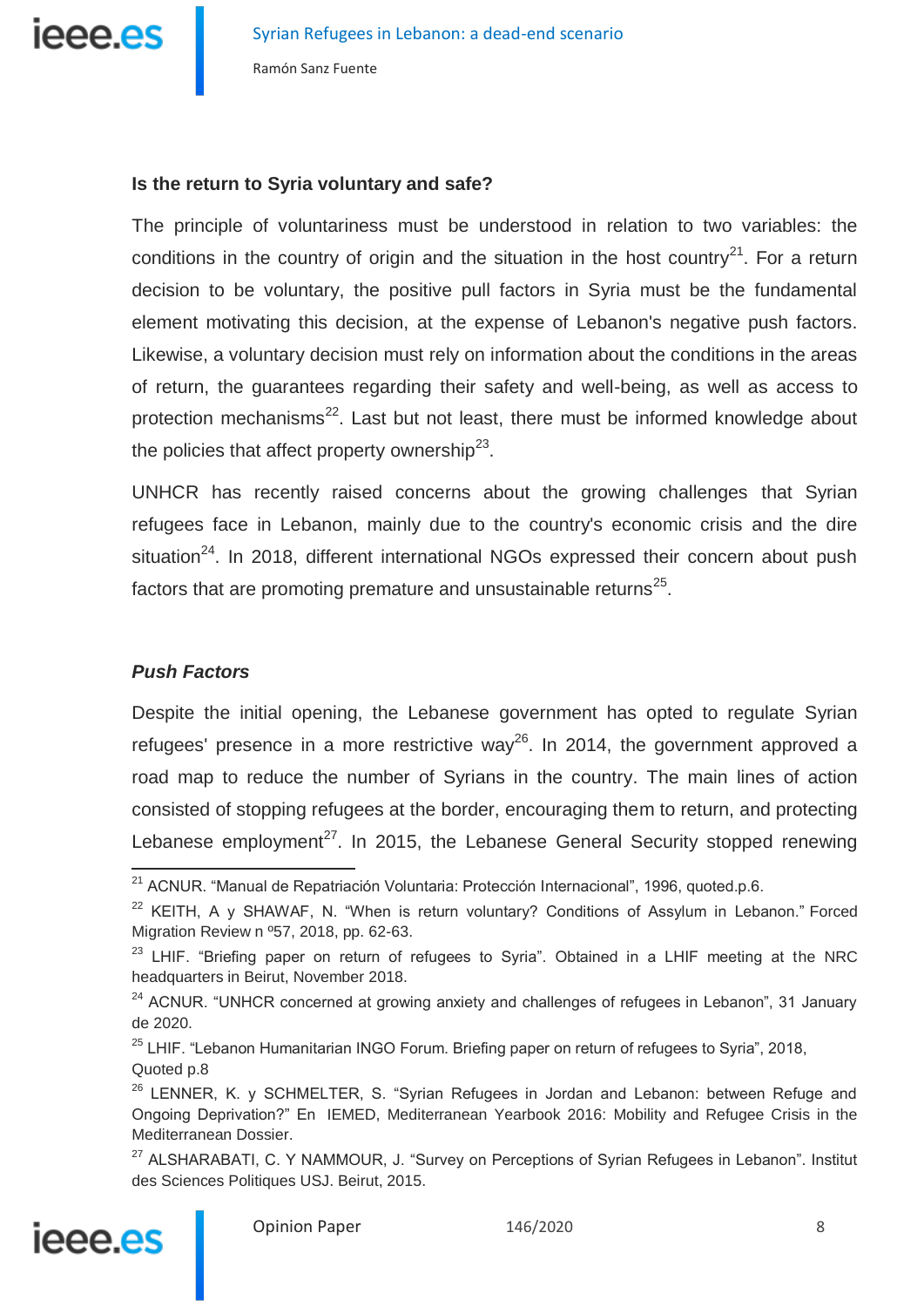**Is the return to Syria voluntary and safe?**

The principle of voluntariness must be understood in relation to two variables: the conditions in the country of origin and the situation in the host country[21]. For a return decision to be voluntary, the positive pull factors in Syria must be the fundamental element motivating this decision, at the expense of Lebanon's negative push factors. Likewise, a voluntary decision must rely on information about the conditions in the areas of return, the guarantees regarding their safety and well-being, as well as access to protection mechanisms[22]. Last but not least, there must be informed knowledge about the policies that affect property ownership[23].

UNHCR has recently raised concerns about the growing challenges that Syrian refugees face in Lebanon, mainly due to the country's economic crisis and the dire situation[24]. In 2018, different international NGOs expressed their concern about push factors that are promoting premature and unsustainable returns[25].

***Push Factors***

Despite the initial opening, the Lebanese government has opted to regulate Syrian refugees' presence in a more restrictive way[26]. In 2014, the government approved a road map to reduce the number of Syrians in the country. The main lines of action consisted of stopping refugees at the border, encouraging them to return, and protecting Lebanese employment[27]. In 2015, the Lebanese General Security stopped renewing

---

[21] ACNUR. "Manual de Repatriación Voluntaria: Protección Internacional", 1996, quoted.p.6.

[22] KEITH, A y SHAWAF, N. "When is return voluntary? Conditions of Assylum in Lebanon." Forced Migration Review n º57, 2018, pp. 62-63.

[23] LHIF. "Briefing paper on return of refugees to Syria". Obtained in a LHIF meeting at the NRC headquarters in Beirut, November 2018.

[24] ACNUR. "UNHCR concerned at growing anxiety and challenges of refugees in Lebanon", 31 January de 2020.

[25] LHIF. "Lebanon Humanitarian INGO Forum. Briefing paper on return of refugees to Syria", 2018, Quoted p.8

[26] LENNER, K. y SCHMELTER, S. "Syrian Refugees in Jordan and Lebanon: between Refuge and Ongoing Deprivation?" En IEMED, Mediterranean Yearbook 2016: Mobility and Refugee Crisis in the Mediterranean Dossier.

[27] ALSHARABATI, C. Y NAMMOUR, J. "Survey on Perceptions of Syrian Refugees in Lebanon". Institut des Sciences Politiques USJ. Beirut, 2015.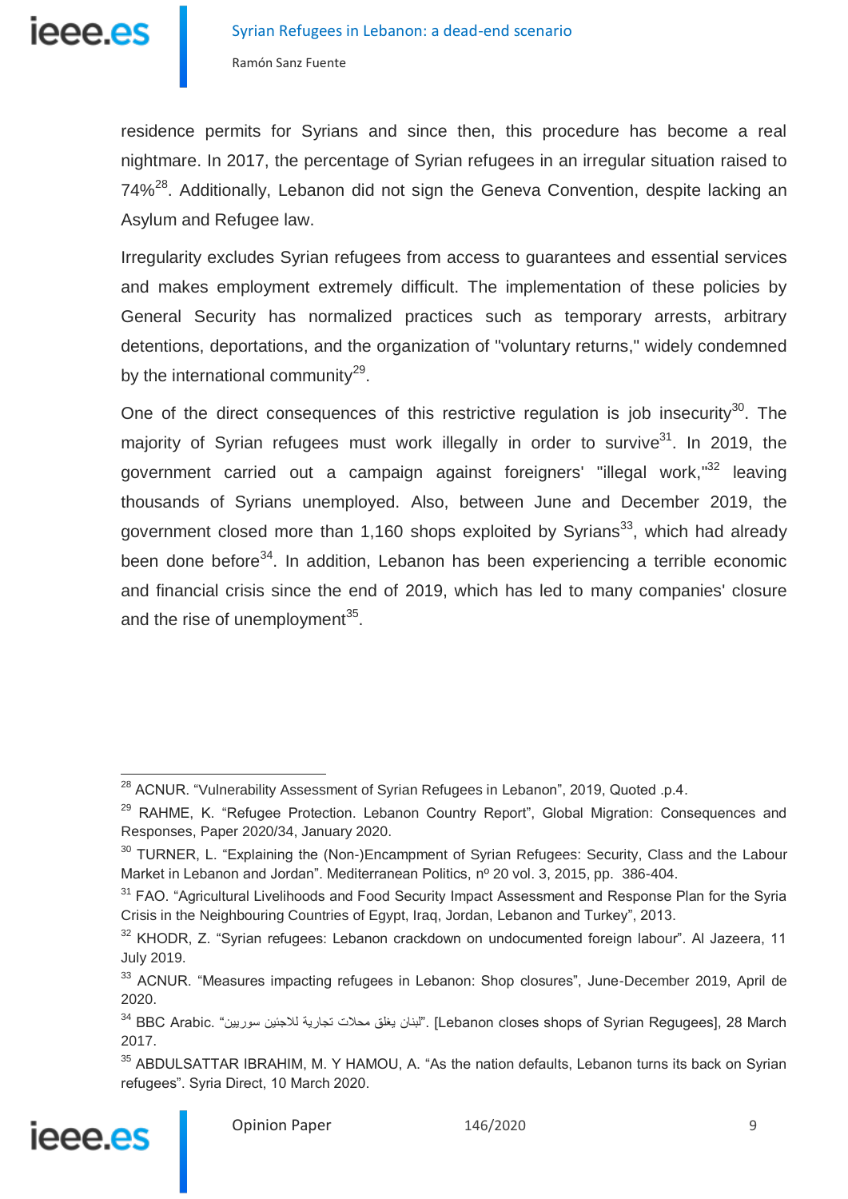residence permits for Syrians and since then, this procedure has become a real nightmare. In 2017, the percentage of Syrian refugees in an irregular situation raised to 74%[28]. Additionally, Lebanon did not sign the Geneva Convention, despite lacking an Asylum and Refugee law.

Irregularity excludes Syrian refugees from access to guarantees and essential services and makes employment extremely difficult. The implementation of these policies by General Security has normalized practices such as temporary arrests, arbitrary detentions, deportations, and the organization of "voluntary returns," widely condemned by the international community[29].

One of the direct consequences of this restrictive regulation is job insecurity[30]. The majority of Syrian refugees must work illegally in order to survive[31]. In 2019, the government carried out a campaign against foreigners' "illegal work,"[32] leaving thousands of Syrians unemployed. Also, between June and December 2019, the government closed more than 1,160 shops exploited by Syrians[33], which had already been done before[34]. In addition, Lebanon has been experiencing a terrible economic and financial crisis since the end of 2019, which has led to many companies' closure and the rise of unemployment[35].

---

[28] ACNUR. "Vulnerability Assessment of Syrian Refugees in Lebanon", 2019, Quoted .p.4.

[29] RAHME, K. "Refugee Protection. Lebanon Country Report", Global Migration: Consequences and Responses, Paper 2020/34, January 2020.

[30] TURNER, L. "Explaining the (Non-)Encampment of Syrian Refugees: Security, Class and the Labour Market in Lebanon and Jordan". Mediterranean Politics, nº 20 vol. 3, 2015, pp. 386-404.

[31] FAO. "Agricultural Livelihoods and Food Security Impact Assessment and Response Plan for the Syria Crisis in the Neighbouring Countries of Egypt, Iraq, Jordan, Lebanon and Turkey", 2013.

[32] KHODR, Z. "Syrian refugees: Lebanon crackdown on undocumented foreign labour". Al Jazeera, 11 July 2019.

[33] ACNUR. "Measures impacting refugees in Lebanon: Shop closures", June-December 2019, April de 2020.

[34] BBC Arabic. "لبنان يغلق محلات تجارية للاجئين سوريين". [Lebanon closes shops of Syrian Regugees], 28 March 2017.

[35] ABDULSATTAR IBRAHIM, M. Y HAMOU, A. "As the nation defaults, Lebanon turns its back on Syrian refugees". Syria Direct, 10 March 2020.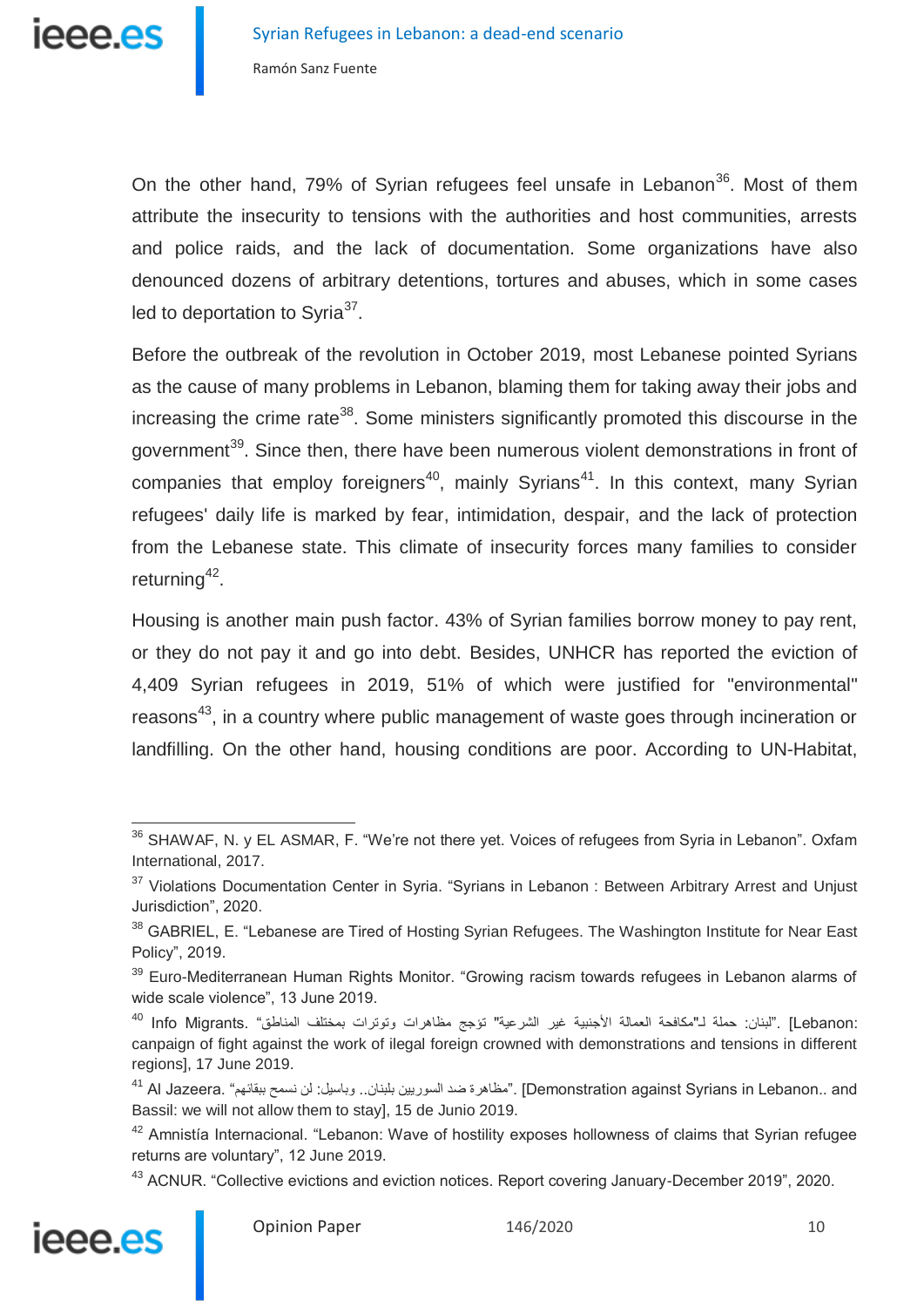On the other hand, 79% of Syrian refugees feel unsafe in Lebanon[36]. Most of them attribute the insecurity to tensions with the authorities and host communities, arrests and police raids, and the lack of documentation. Some organizations have also denounced dozens of arbitrary detentions, tortures and abuses, which in some cases led to deportation to Syria[37].

Before the outbreak of the revolution in October 2019, most Lebanese pointed Syrians as the cause of many problems in Lebanon, blaming them for taking away their jobs and increasing the crime rate[38]. Some ministers significantly promoted this discourse in the government[39]. Since then, there have been numerous violent demonstrations in front of companies that employ foreigners[40], mainly Syrians[41]. In this context, many Syrian refugees' daily life is marked by fear, intimidation, despair, and the lack of protection from the Lebanese state. This climate of insecurity forces many families to consider returning[42].

Housing is another main push factor. 43% of Syrian families borrow money to pay rent, or they do not pay it and go into debt. Besides, UNHCR has reported the eviction of 4,409 Syrian refugees in 2019, 51% of which were justified for "environmental" reasons[43], in a country where public management of waste goes through incineration or landfilling. On the other hand, housing conditions are poor. According to UN-Habitat,

---

[36] SHAWAF, N. y EL ASMAR, F. "We're not there yet. Voices of refugees from Syria in Lebanon". Oxfam International, 2017.

[37] Violations Documentation Center in Syria. "Syrians in Lebanon : Between Arbitrary Arrest and Unjust Jurisdiction", 2020.

[38] GABRIEL, E. "Lebanese are Tired of Hosting Syrian Refugees. The Washington Institute for Near East Policy", 2019.

[39] Euro-Mediterranean Human Rights Monitor. "Growing racism towards refugees in Lebanon alarms of wide scale violence", 13 June 2019.

[40] Info Migrants. "لبنان: حملة لـ"مكافحة العمالة الأجنبية غير الشرعية" تؤجج مظاهرات وتوترات بمختلف المناطق". [Lebanon: canpaign of fight against the work of ilegal foreign crowned with demonstrations and tensions in different regions], 17 June 2019.

[41] Al Jazeera. "مظاهرة ضد السوريين بلبنان.. وباسيل: لن نسمح ببقائهم". [Demonstration against Syrians in Lebanon.. and Bassil: we will not allow them to stay], 15 de Junio 2019.

[42] Amnistía Internacional. "Lebanon: Wave of hostility exposes hollowness of claims that Syrian refugee returns are voluntary", 12 June 2019.

[43] ACNUR. "Collective evictions and eviction notices. Report covering January-December 2019", 2020.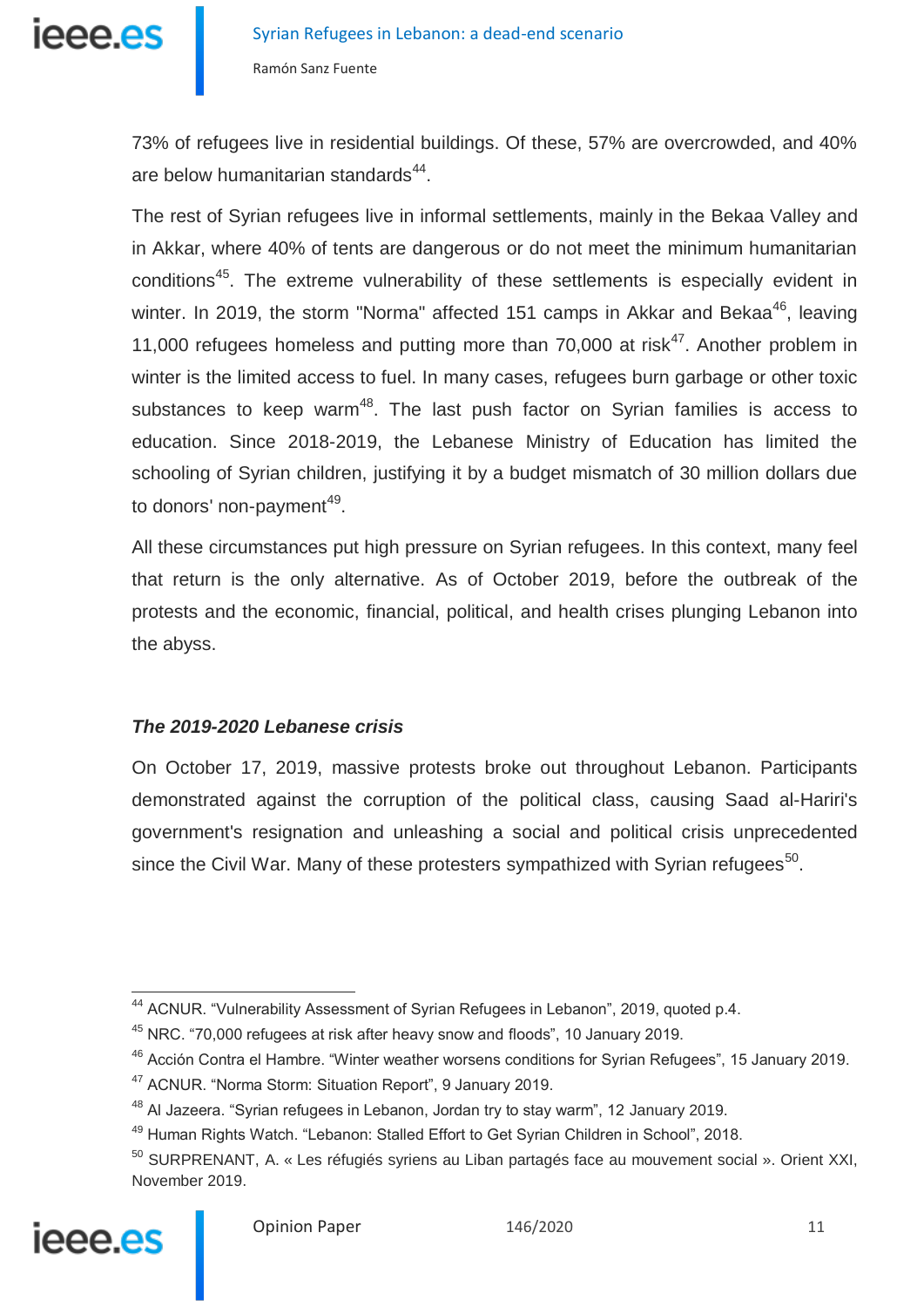73% of refugees live in residential buildings. Of these, 57% are overcrowded, and 40% are below humanitarian standards[44].

The rest of Syrian refugees live in informal settlements, mainly in the Bekaa Valley and in Akkar, where 40% of tents are dangerous or do not meet the minimum humanitarian conditions[45]. The extreme vulnerability of these settlements is especially evident in winter. In 2019, the storm "Norma" affected 151 camps in Akkar and Bekaa[46], leaving 11,000 refugees homeless and putting more than 70,000 at risk[47]. Another problem in winter is the limited access to fuel. In many cases, refugees burn garbage or other toxic substances to keep warm[48]. The last push factor on Syrian families is access to education. Since 2018-2019, the Lebanese Ministry of Education has limited the schooling of Syrian children, justifying it by a budget mismatch of 30 million dollars due to donors' non-payment[49].

All these circumstances put high pressure on Syrian refugees. In this context, many feel that return is the only alternative. As of October 2019, before the outbreak of the protests and the economic, financial, political, and health crises plunging Lebanon into the abyss.

### *The 2019-2020 Lebanese crisis*

On October 17, 2019, massive protests broke out throughout Lebanon. Participants demonstrated against the corruption of the political class, causing Saad al-Hariri's government's resignation and unleashing a social and political crisis unprecedented since the Civil War. Many of these protesters sympathized with Syrian refugees[50].

---

[44] ACNUR. "Vulnerability Assessment of Syrian Refugees in Lebanon", 2019, quoted p.4.

[45] NRC. "70,000 refugees at risk after heavy snow and floods", 10 January 2019.

[46] Acción Contra el Hambre. "Winter weather worsens conditions for Syrian Refugees", 15 January 2019.

[47] ACNUR. "Norma Storm: Situation Report", 9 January 2019.

[48] Al Jazeera. "Syrian refugees in Lebanon, Jordan try to stay warm", 12 January 2019.

[49] Human Rights Watch. "Lebanon: Stalled Effort to Get Syrian Children in School", 2018.

[50] SURPRENANT, A. « Les réfugiés syriens au Liban partagés face au mouvement social ». Orient XXI, November 2019.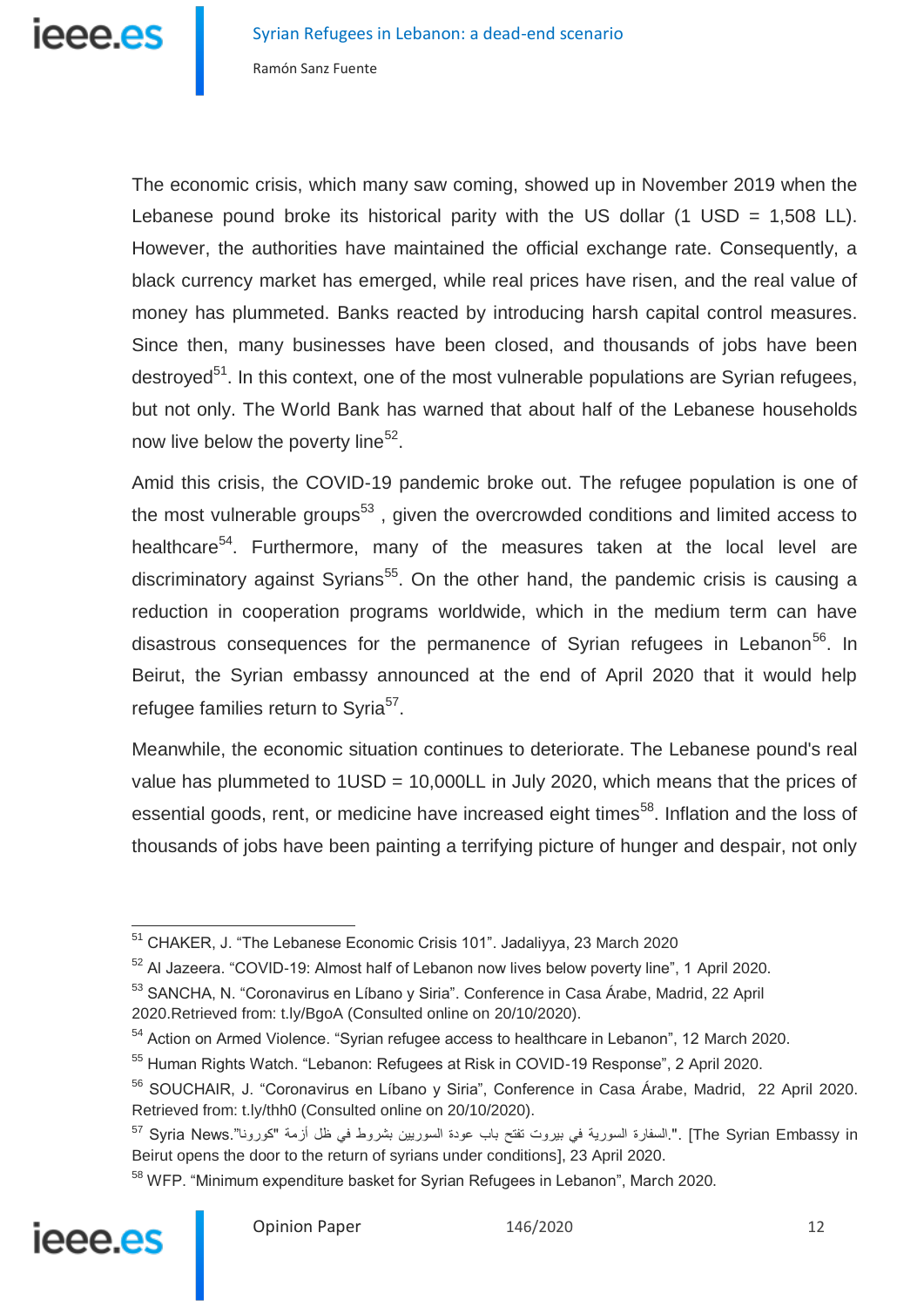The economic crisis, which many saw coming, showed up in November 2019 when the Lebanese pound broke its historical parity with the US dollar (1 USD = 1,508 LL). However, the authorities have maintained the official exchange rate. Consequently, a black currency market has emerged, while real prices have risen, and the real value of money has plummeted. Banks reacted by introducing harsh capital control measures. Since then, many businesses have been closed, and thousands of jobs have been destroyed[51]. In this context, one of the most vulnerable populations are Syrian refugees, but not only. The World Bank has warned that about half of the Lebanese households now live below the poverty line[52].

Amid this crisis, the COVID-19 pandemic broke out. The refugee population is one of the most vulnerable groups[53] , given the overcrowded conditions and limited access to healthcare[54]. Furthermore, many of the measures taken at the local level are discriminatory against Syrians[55]. On the other hand, the pandemic crisis is causing a reduction in cooperation programs worldwide, which in the medium term can have disastrous consequences for the permanence of Syrian refugees in Lebanon[56]. In Beirut, the Syrian embassy announced at the end of April 2020 that it would help refugee families return to Syria[57].

Meanwhile, the economic situation continues to deteriorate. The Lebanese pound's real value has plummeted to 1USD = 10,000LL in July 2020, which means that the prices of essential goods, rent, or medicine have increased eight times[58]. Inflation and the loss of thousands of jobs have been painting a terrifying picture of hunger and despair, not only

---

[51] CHAKER, J. "The Lebanese Economic Crisis 101". Jadaliyya, 23 March 2020

[52] Al Jazeera. "COVID-19: Almost half of Lebanon now lives below poverty line", 1 April 2020.

[53] SANCHA, N. "Coronavirus en Líbano y Siria". Conference in Casa Árabe, Madrid, 22 April 2020.Retrieved from: t.ly/BgoA (Consulted online on 20/10/2020).

[54] Action on Armed Violence. "Syrian refugee access to healthcare in Lebanon", 12 March 2020.

[55] Human Rights Watch. "Lebanon: Refugees at Risk in COVID-19 Response", 2 April 2020.

[56] SOUCHAIR, J. "Coronavirus en Líbano y Siria", Conference in Casa Árabe, Madrid, 22 April 2020. Retrieved from: t.ly/thh0 (Consulted online on 20/10/2020).

[57] Syria News."السفارة السورية في بيروت تفتح باب عودة السوريين بشروط في ظل أزمة "كورونا"." [The Syrian Embassy in Beirut opens the door to the return of syrians under conditions], 23 April 2020.

[58] WFP. "Minimum expenditure basket for Syrian Refugees in Lebanon", March 2020.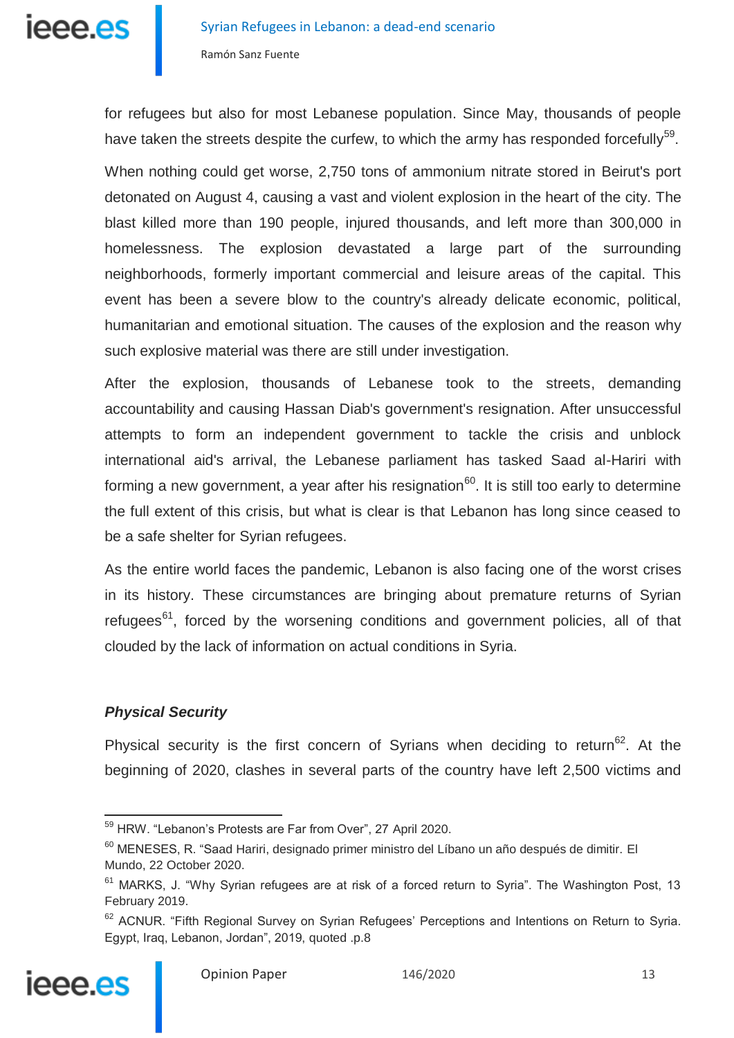for refugees but also for most Lebanese population. Since May, thousands of people have taken the streets despite the curfew, to which the army has responded forcefully[59].

When nothing could get worse, 2,750 tons of ammonium nitrate stored in Beirut's port detonated on August 4, causing a vast and violent explosion in the heart of the city. The blast killed more than 190 people, injured thousands, and left more than 300,000 in homelessness. The explosion devastated a large part of the surrounding neighborhoods, formerly important commercial and leisure areas of the capital. This event has been a severe blow to the country's already delicate economic, political, humanitarian and emotional situation. The causes of the explosion and the reason why such explosive material was there are still under investigation.

After the explosion, thousands of Lebanese took to the streets, demanding accountability and causing Hassan Diab's government's resignation. After unsuccessful attempts to form an independent government to tackle the crisis and unblock international aid's arrival, the Lebanese parliament has tasked Saad al-Hariri with forming a new government, a year after his resignation[60]. It is still too early to determine the full extent of this crisis, but what is clear is that Lebanon has long since ceased to be a safe shelter for Syrian refugees.

As the entire world faces the pandemic, Lebanon is also facing one of the worst crises in its history. These circumstances are bringing about premature returns of Syrian refugees[61], forced by the worsening conditions and government policies, all of that clouded by the lack of information on actual conditions in Syria.

### *Physical Security*

Physical security is the first concern of Syrians when deciding to return[62]. At the beginning of 2020, clashes in several parts of the country have left 2,500 victims and

---

[59] HRW. "Lebanon's Protests are Far from Over", 27 April 2020.

[60] MENESES, R. "Saad Hariri, designado primer ministro del Líbano un año después de dimitir. El Mundo, 22 October 2020.

[61] MARKS, J. "Why Syrian refugees are at risk of a forced return to Syria". The Washington Post, 13 February 2019.

[62] ACNUR. "Fifth Regional Survey on Syrian Refugees' Perceptions and Intentions on Return to Syria. Egypt, Iraq, Lebanon, Jordan", 2019, quoted .p.8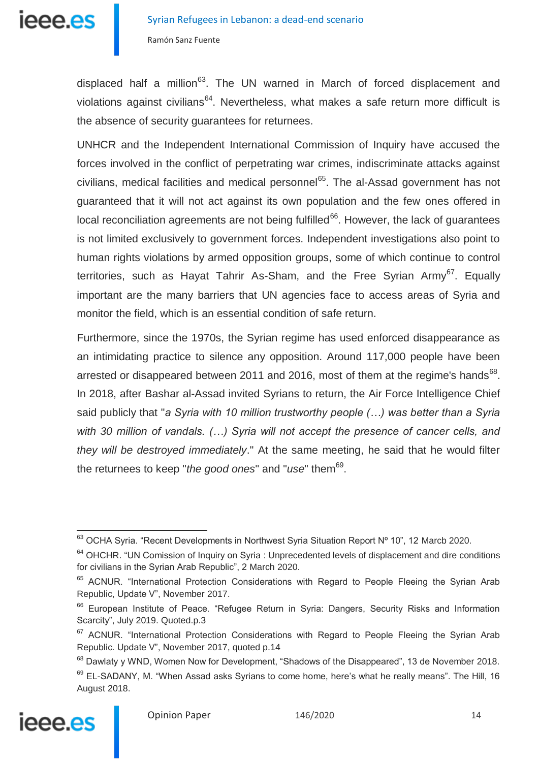displaced half a million[63]. The UN warned in March of forced displacement and violations against civilians[64]. Nevertheless, what makes a safe return more difficult is the absence of security guarantees for returnees.

UNHCR and the Independent International Commission of Inquiry have accused the forces involved in the conflict of perpetrating war crimes, indiscriminate attacks against civilians, medical facilities and medical personnel[65]. The al-Assad government has not guaranteed that it will not act against its own population and the few ones offered in local reconciliation agreements are not being fulfilled[66]. However, the lack of guarantees is not limited exclusively to government forces. Independent investigations also point to human rights violations by armed opposition groups, some of which continue to control territories, such as Hayat Tahrir As-Sham, and the Free Syrian Army[67]. Equally important are the many barriers that UN agencies face to access areas of Syria and monitor the field, which is an essential condition of safe return.

Furthermore, since the 1970s, the Syrian regime has used enforced disappearance as an intimidating practice to silence any opposition. Around 117,000 people have been arrested or disappeared between 2011 and 2016, most of them at the regime's hands[68]. In 2018, after Bashar al-Assad invited Syrians to return, the Air Force Intelligence Chief said publicly that "*a Syria with 10 million trustworthy people (…) was better than a Syria with 30 million of vandals. (…) Syria will not accept the presence of cancer cells, and they will be destroyed immediately*." At the same meeting, he said that he would filter the returnees to keep "*the good ones*" and "*use*" them[69].

---

[63] OCHA Syria. "Recent Developments in Northwest Syria Situation Report Nº 10", 12 Marcb 2020.

[64] OHCHR. "UN Comission of Inquiry on Syria : Unprecedented levels of displacement and dire conditions for civilians in the Syrian Arab Republic", 2 March 2020.

[65] ACNUR. "International Protection Considerations with Regard to People Fleeing the Syrian Arab Republic, Update V", November 2017.

[66] European Institute of Peace. "Refugee Return in Syria: Dangers, Security Risks and Information Scarcity", July 2019. Quoted.p.3

[67] ACNUR. "International Protection Considerations with Regard to People Fleeing the Syrian Arab Republic. Update V", November 2017, quoted p.14

[68] Dawlaty y WND, Women Now for Development, "Shadows of the Disappeared", 13 de November 2018.

[69] EL-SADANY, M. "When Assad asks Syrians to come home, here's what he really means". The Hill, 16 August 2018.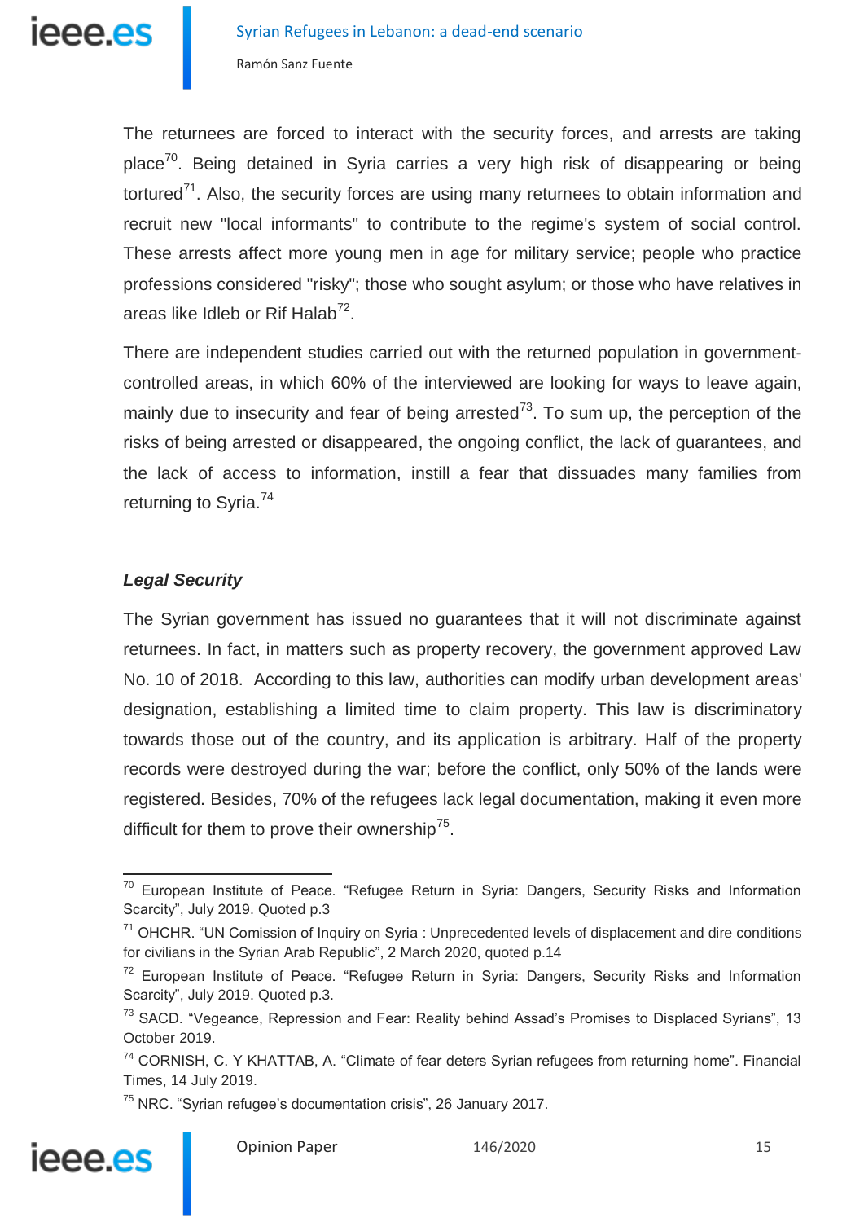The returnees are forced to interact with the security forces, and arrests are taking place[70]. Being detained in Syria carries a very high risk of disappearing or being tortured[71]. Also, the security forces are using many returnees to obtain information and recruit new "local informants" to contribute to the regime's system of social control. These arrests affect more young men in age for military service; people who practice professions considered "risky"; those who sought asylum; or those who have relatives in areas like Idleb or Rif Halab[72].

There are independent studies carried out with the returned population in government-controlled areas, in which 60% of the interviewed are looking for ways to leave again, mainly due to insecurity and fear of being arrested[73]. To sum up, the perception of the risks of being arrested or disappeared, the ongoing conflict, the lack of guarantees, and the lack of access to information, instill a fear that dissuades many families from returning to Syria.[74]

### *Legal Security*

The Syrian government has issued no guarantees that it will not discriminate against returnees. In fact, in matters such as property recovery, the government approved Law No. 10 of 2018. According to this law, authorities can modify urban development areas' designation, establishing a limited time to claim property. This law is discriminatory towards those out of the country, and its application is arbitrary. Half of the property records were destroyed during the war; before the conflict, only 50% of the lands were registered. Besides, 70% of the refugees lack legal documentation, making it even more difficult for them to prove their ownership[75].

---

[70] European Institute of Peace. "Refugee Return in Syria: Dangers, Security Risks and Information Scarcity", July 2019. Quoted p.3

[71] OHCHR. "UN Comission of Inquiry on Syria : Unprecedented levels of displacement and dire conditions for civilians in the Syrian Arab Republic", 2 March 2020, quoted p.14

[72] European Institute of Peace. "Refugee Return in Syria: Dangers, Security Risks and Information Scarcity", July 2019. Quoted p.3.

[73] SACD. "Vegeance, Repression and Fear: Reality behind Assad's Promises to Displaced Syrians", 13 October 2019.

[74] CORNISH, C. Y KHATTAB, A. "Climate of fear deters Syrian refugees from returning home". Financial Times, 14 July 2019.

[75] NRC. "Syrian refugee's documentation crisis", 26 January 2017.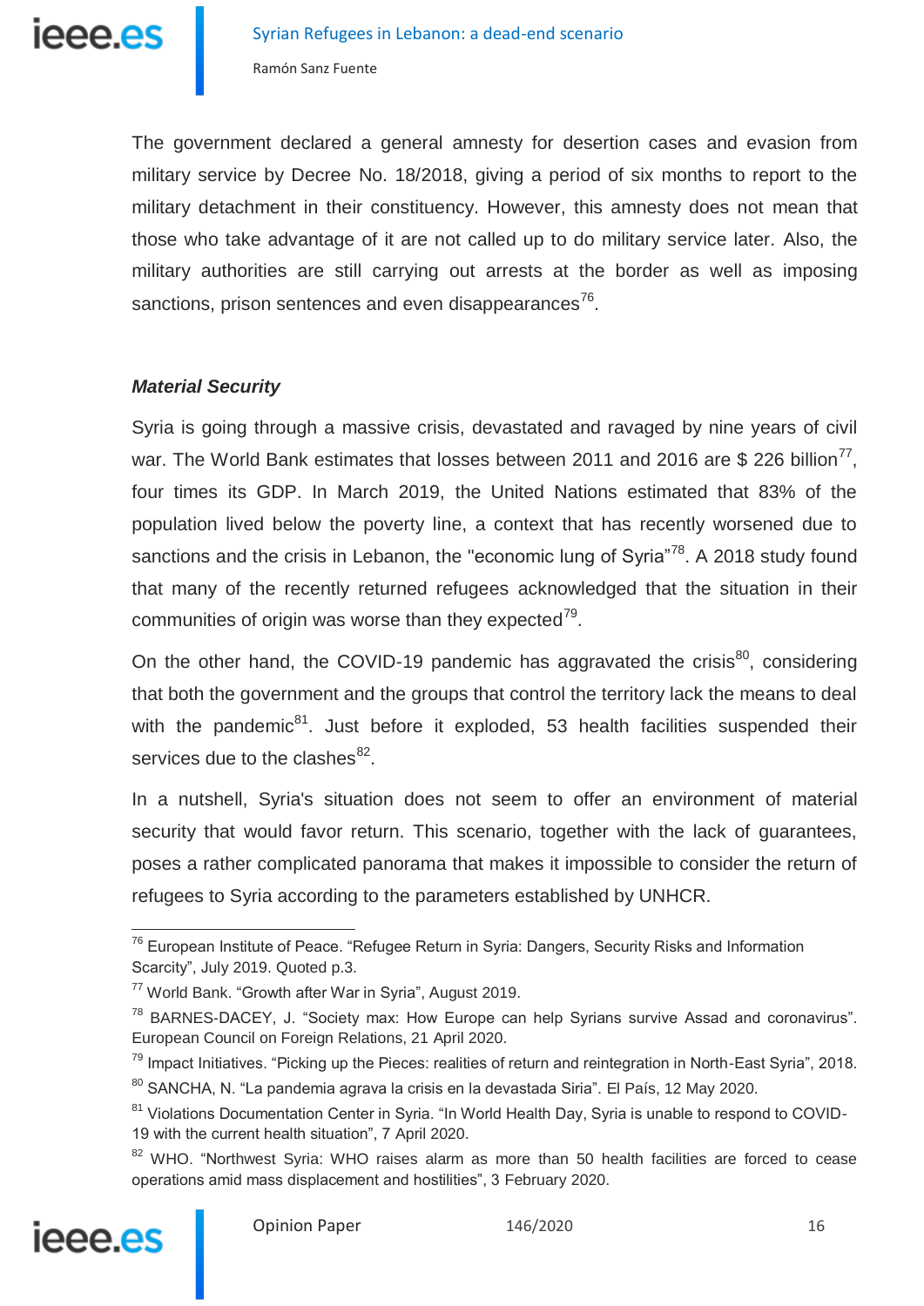The government declared a general amnesty for desertion cases and evasion from military service by Decree No. 18/2018, giving a period of six months to report to the military detachment in their constituency. However, this amnesty does not mean that those who take advantage of it are not called up to do military service later. Also, the military authorities are still carrying out arrests at the border as well as imposing sanctions, prison sentences and even disappearances[76].

***Material Security***

Syria is going through a massive crisis, devastated and ravaged by nine years of civil war. The World Bank estimates that losses between 2011 and 2016 are $ 226 billion[77], four times its GDP. In March 2019, the United Nations estimated that 83% of the population lived below the poverty line, a context that has recently worsened due to sanctions and the crisis in Lebanon, the "economic lung of Syria"[78]. A 2018 study found that many of the recently returned refugees acknowledged that the situation in their communities of origin was worse than they expected[79].

On the other hand, the COVID-19 pandemic has aggravated the crisis[80], considering that both the government and the groups that control the territory lack the means to deal with the pandemic[81]. Just before it exploded, 53 health facilities suspended their services due to the clashes[82].

In a nutshell, Syria's situation does not seem to offer an environment of material security that would favor return. This scenario, together with the lack of guarantees, poses a rather complicated panorama that makes it impossible to consider the return of refugees to Syria according to the parameters established by UNHCR.

---

[76] European Institute of Peace. "Refugee Return in Syria: Dangers, Security Risks and Information Scarcity", July 2019. Quoted p.3.

[77] World Bank. "Growth after War in Syria", August 2019.

[78] BARNES-DACEY, J. "Society max: How Europe can help Syrians survive Assad and coronavirus". European Council on Foreign Relations, 21 April 2020.

[79] Impact Initiatives. "Picking up the Pieces: realities of return and reintegration in North-East Syria", 2018.

[80] SANCHA, N. "La pandemia agrava la crisis en la devastada Siria". El País, 12 May 2020.

[81] Violations Documentation Center in Syria. "In World Health Day, Syria is unable to respond to COVID-19 with the current health situation", 7 April 2020.

[82] WHO. "Northwest Syria: WHO raises alarm as more than 50 health facilities are forced to cease operations amid mass displacement and hostilities", 3 February 2020.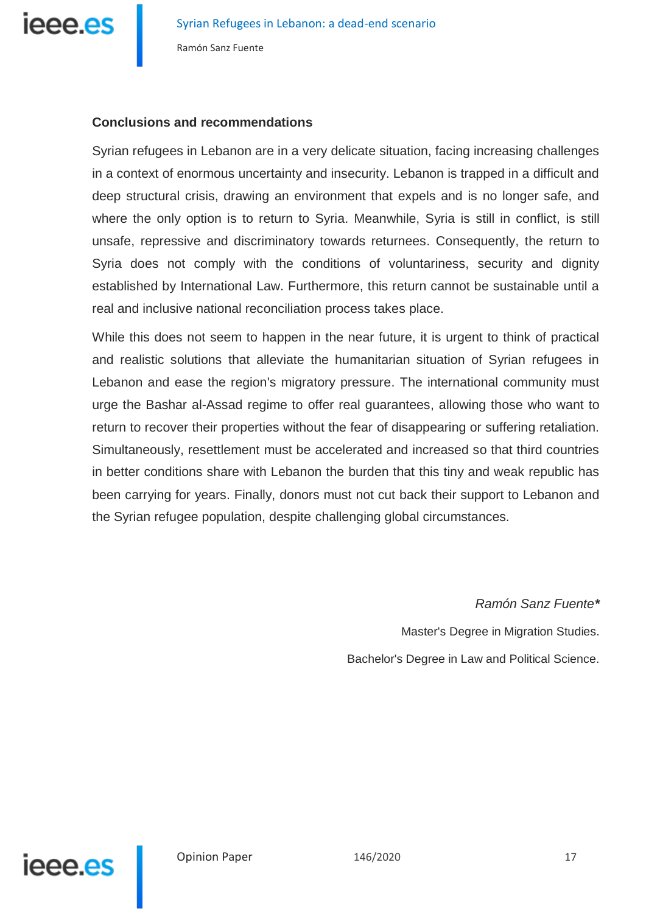## Conclusions and recommendations

Syrian refugees in Lebanon are in a very delicate situation, facing increasing challenges in a context of enormous uncertainty and insecurity. Lebanon is trapped in a difficult and deep structural crisis, drawing an environment that expels and is no longer safe, and where the only option is to return to Syria. Meanwhile, Syria is still in conflict, is still unsafe, repressive and discriminatory towards returnees. Consequently, the return to Syria does not comply with the conditions of voluntariness, security and dignity established by International Law. Furthermore, this return cannot be sustainable until a real and inclusive national reconciliation process takes place.

While this does not seem to happen in the near future, it is urgent to think of practical and realistic solutions that alleviate the humanitarian situation of Syrian refugees in Lebanon and ease the region's migratory pressure. The international community must urge the Bashar al-Assad regime to offer real guarantees, allowing those who want to return to recover their properties without the fear of disappearing or suffering retaliation. Simultaneously, resettlement must be accelerated and increased so that third countries in better conditions share with Lebanon the burden that this tiny and weak republic has been carrying for years. Finally, donors must not cut back their support to Lebanon and the Syrian refugee population, despite challenging global circumstances.

*Ramón Sanz Fuente**

Master's Degree in Migration Studies.

Bachelor's Degree in Law and Political Science.